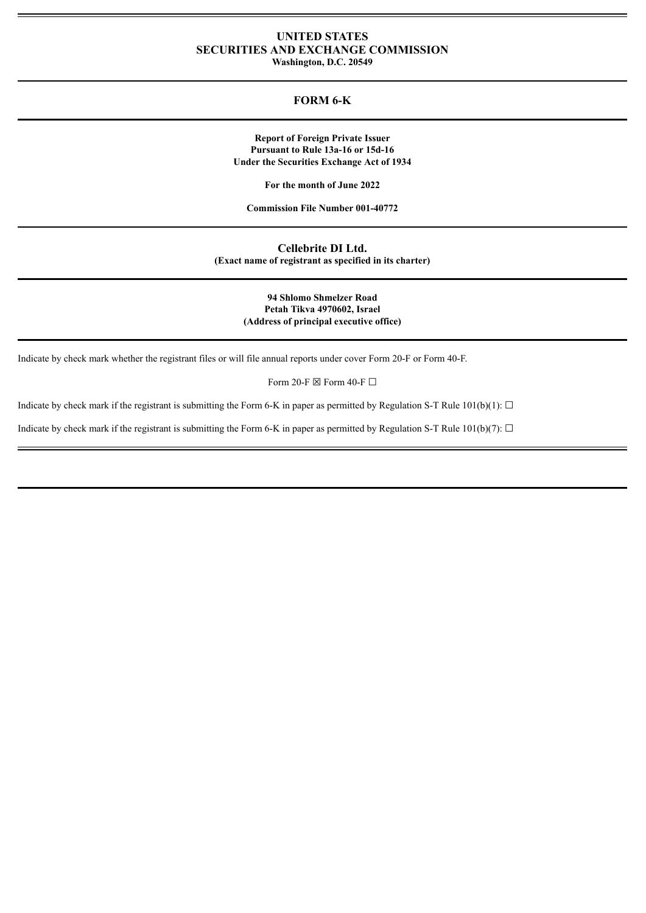# UNITED STATES
# SECURITIES AND EXCHANGE COMMISSION
**Washington, D.C. 20549**

## FORM 6-K

**Report of Foreign Private Issuer**
**Pursuant to Rule 13a-16 or 15d-16**
**Under the Securities Exchange Act of 1934**

**For the month of June 2022**

**Commission File Number 001-40772**

**Cellebrite DI Ltd.**
**(Exact name of registrant as specified in its charter)**

**94 Shlomo Shmelzer Road**
**Petah Tikva 4970602, Israel**
**(Address of principal executive office)**

Indicate by check mark whether the registrant files or will file annual reports under cover Form 20-F or Form 40-F.

Form 20-F ☒ Form 40-F ☐

Indicate by check mark if the registrant is submitting the Form 6-K in paper as permitted by Regulation S-T Rule 101(b)(1): ☐

Indicate by check mark if the registrant is submitting the Form 6-K in paper as permitted by Regulation S-T Rule 101(b)(7): ☐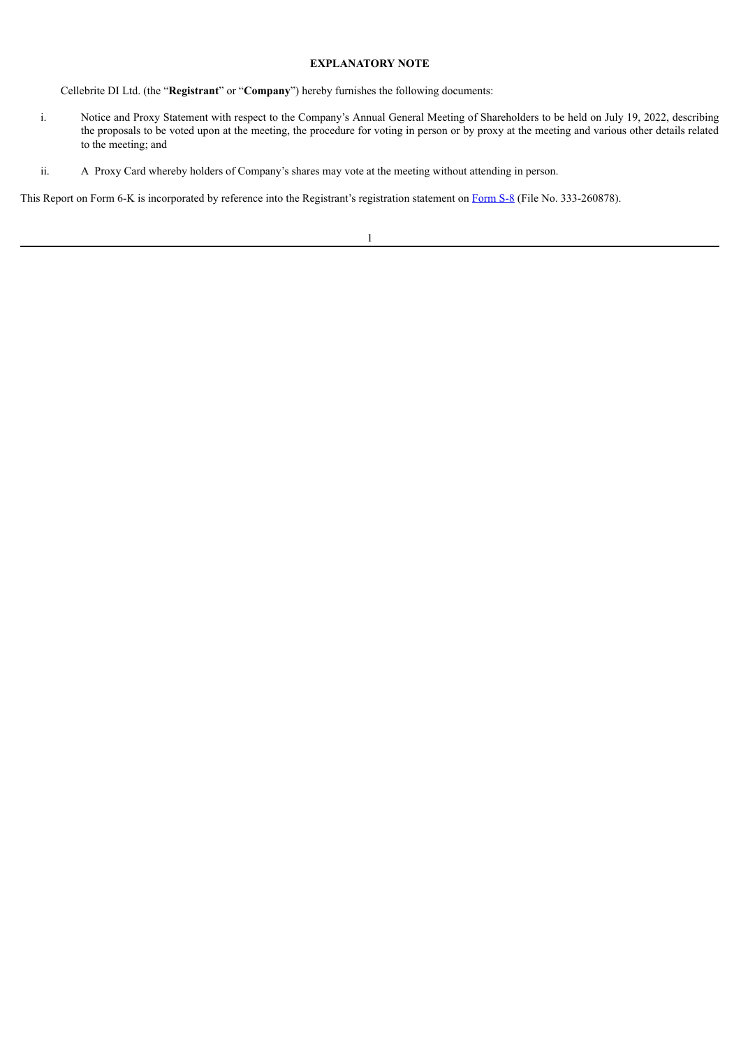## EXPLANATORY NOTE

Cellebrite DI Ltd. (the "**Registrant**" or "**Company**") hereby furnishes the following documents:

i. Notice and Proxy Statement with respect to the Company's Annual General Meeting of Shareholders to be held on July 19, 2022, describing the proposals to be voted upon at the meeting, the procedure for voting in person or by proxy at the meeting and various other details related to the meeting; and

ii. A Proxy Card whereby holders of Company's shares may vote at the meeting without attending in person.

This Report on Form 6-K is incorporated by reference into the Registrant's registration statement on Form S-8 (File No. 333-260878).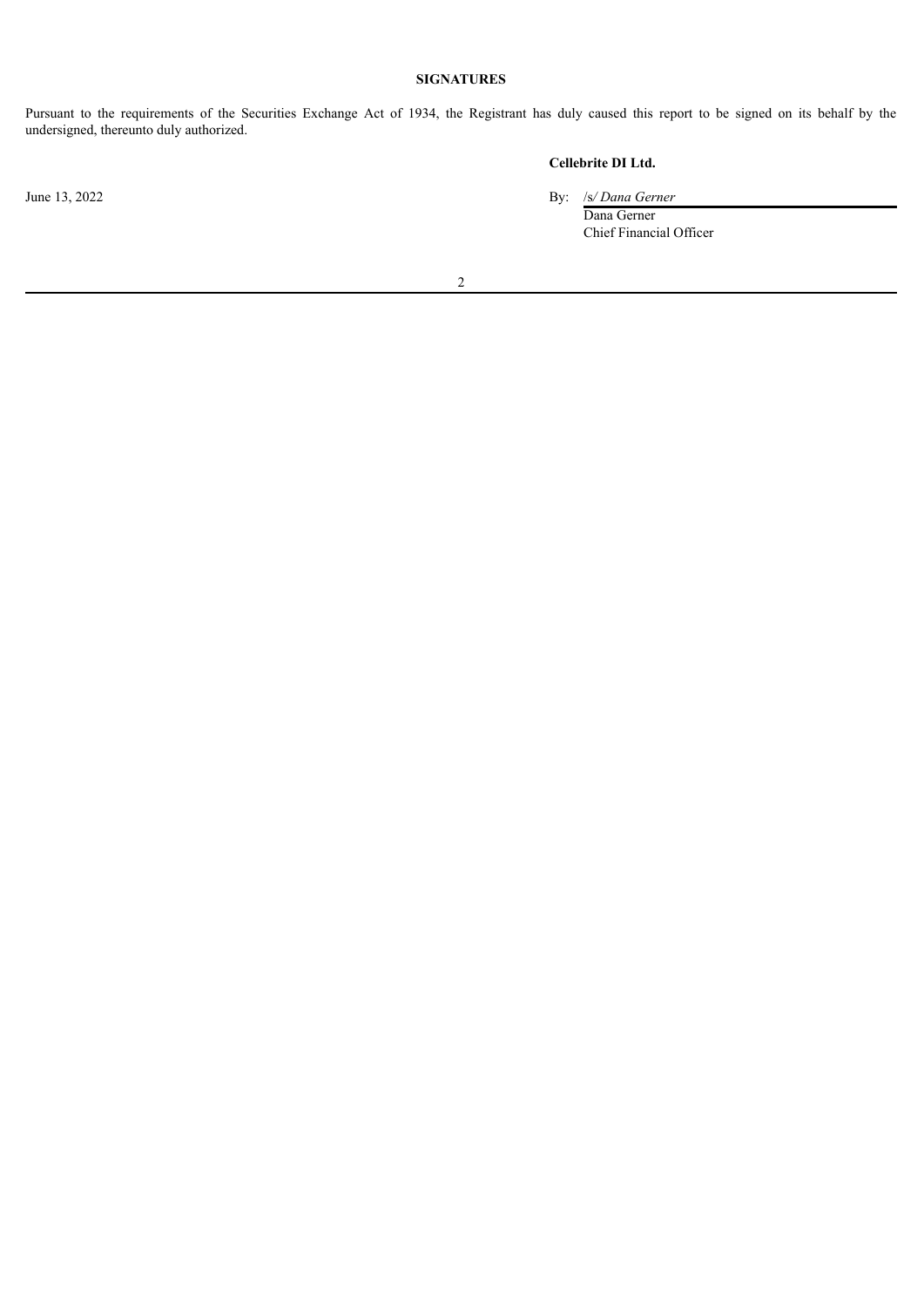## SIGNATURES

Pursuant to the requirements of the Securities Exchange Act of 1934, the Registrant has duly caused this report to be signed on its behalf by the undersigned, thereunto duly authorized.

**Cellebrite DI Ltd.**

June 13, 2022

By: /s/ *Dana Gerner*
Dana Gerner
Chief Financial Officer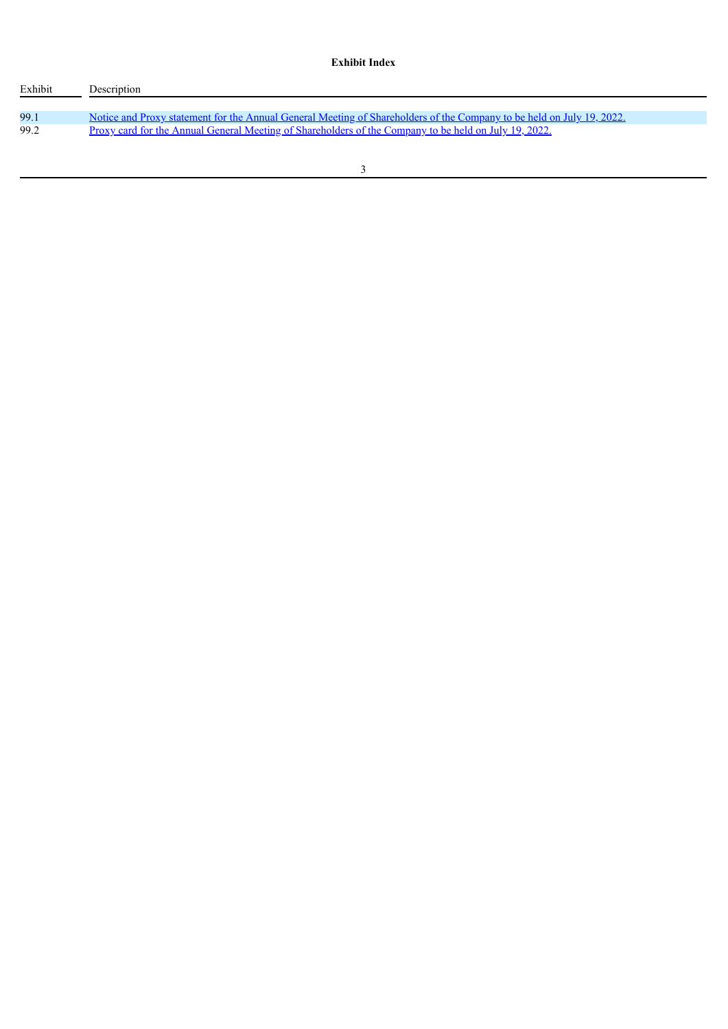**Exhibit Index**

| Exhibit | Description |
| --- | --- |
| 99.1 | Notice and Proxy statement for the Annual General Meeting of Shareholders of the Company to be held on July 19, 2022. |
| 99.2 | Proxy card for the Annual General Meeting of Shareholders of the Company to be held on July 19, 2022. |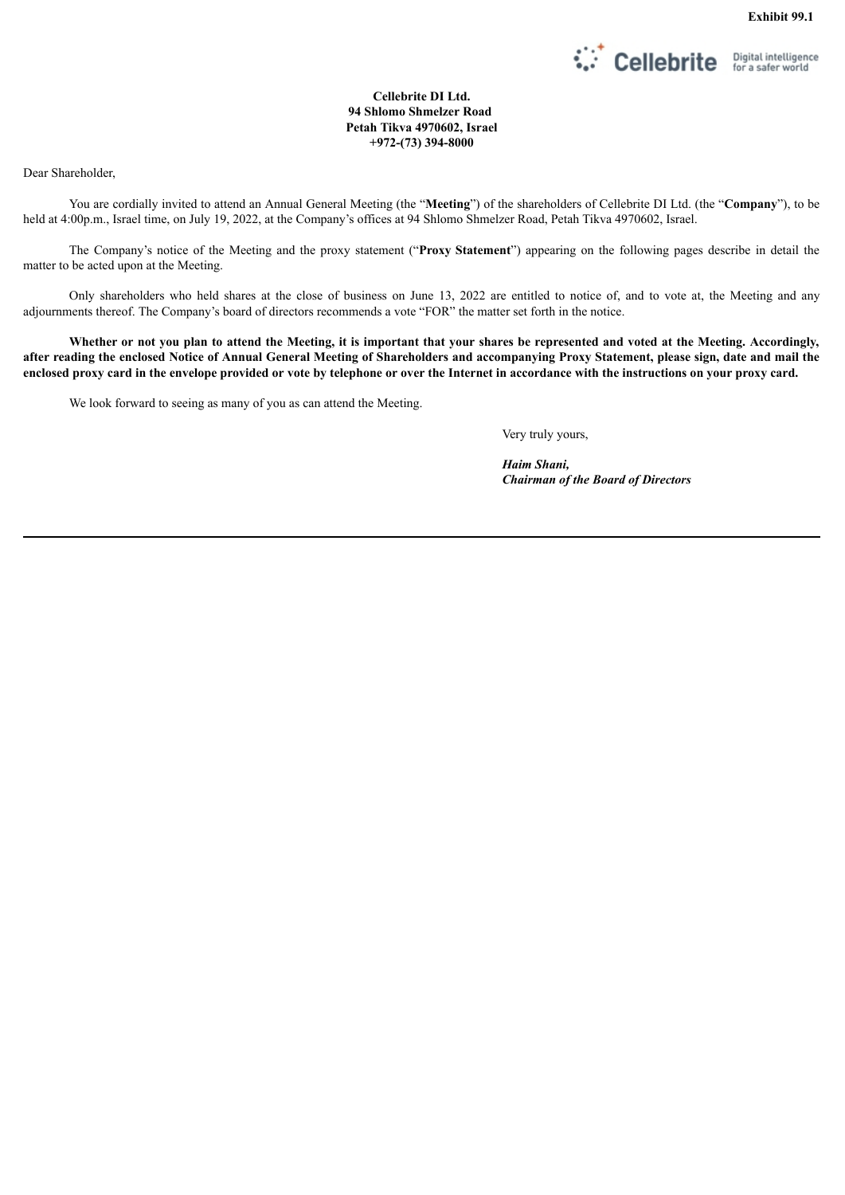Exhibit 99.1

**Cellebrite DI Ltd.**
**94 Shlomo Shmelzer Road**
**Petah Tikva 4970602, Israel**
**+972-(73) 394-8000**

Dear Shareholder,

You are cordially invited to attend an Annual General Meeting (the "**Meeting**") of the shareholders of Cellebrite DI Ltd. (the "**Company**"), to be held at 4:00p.m., Israel time, on July 19, 2022, at the Company's offices at 94 Shlomo Shmelzer Road, Petah Tikva 4970602, Israel.

The Company's notice of the Meeting and the proxy statement ("**Proxy Statement**") appearing on the following pages describe in detail the matter to be acted upon at the Meeting.

Only shareholders who held shares at the close of business on June 13, 2022 are entitled to notice of, and to vote at, the Meeting and any adjournments thereof. The Company's board of directors recommends a vote "FOR" the matter set forth in the notice.

**Whether or not you plan to attend the Meeting, it is important that your shares be represented and voted at the Meeting. Accordingly, after reading the enclosed Notice of Annual General Meeting of Shareholders and accompanying Proxy Statement, please sign, date and mail the enclosed proxy card in the envelope provided or vote by telephone or over the Internet in accordance with the instructions on your proxy card.**

We look forward to seeing as many of you as can attend the Meeting.

Very truly yours,

***Haim Shani,***
***Chairman of the Board of Directors***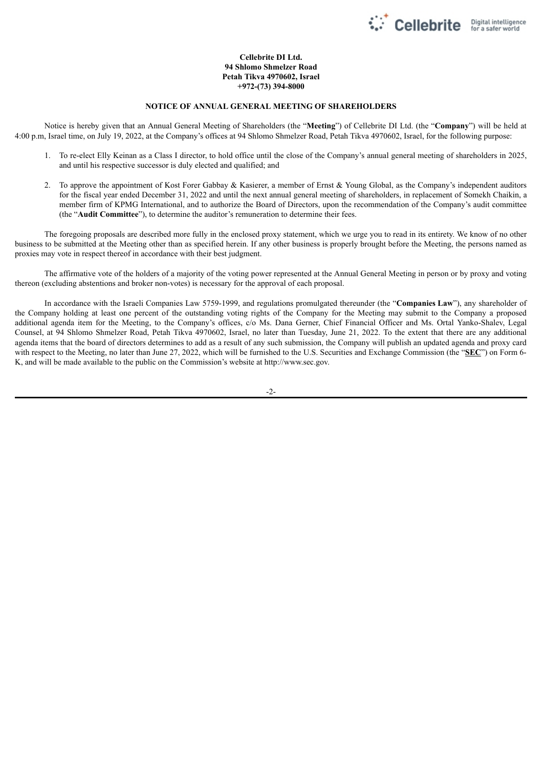**Cellebrite DI Ltd.**
**94 Shlomo Shmelzer Road**
**Petah Tikva 4970602, Israel**
**+972-(73) 394-8000**

**NOTICE OF ANNUAL GENERAL MEETING OF SHAREHOLDERS**

Notice is hereby given that an Annual General Meeting of Shareholders (the "**Meeting**") of Cellebrite DI Ltd. (the "**Company**") will be held at 4:00 p.m, Israel time, on July 19, 2022, at the Company's offices at 94 Shlomo Shmelzer Road, Petah Tikva 4970602, Israel, for the following purpose:

1. To re-elect Elly Keinan as a Class I director, to hold office until the close of the Company's annual general meeting of shareholders in 2025, and until his respective successor is duly elected and qualified; and

2. To approve the appointment of Kost Forer Gabbay & Kasierer, a member of Ernst & Young Global, as the Company's independent auditors for the fiscal year ended December 31, 2022 and until the next annual general meeting of shareholders, in replacement of Somekh Chaikin, a member firm of KPMG International, and to authorize the Board of Directors, upon the recommendation of the Company's audit committee (the "**Audit Committee**"), to determine the auditor's remuneration to determine their fees.

The foregoing proposals are described more fully in the enclosed proxy statement, which we urge you to read in its entirety. We know of no other business to be submitted at the Meeting other than as specified herein. If any other business is properly brought before the Meeting, the persons named as proxies may vote in respect thereof in accordance with their best judgment.

The affirmative vote of the holders of a majority of the voting power represented at the Annual General Meeting in person or by proxy and voting thereon (excluding abstentions and broker non-votes) is necessary for the approval of each proposal.

In accordance with the Israeli Companies Law 5759-1999, and regulations promulgated thereunder (the "**Companies Law**"), any shareholder of the Company holding at least one percent of the outstanding voting rights of the Company for the Meeting may submit to the Company a proposed additional agenda item for the Meeting, to the Company's offices, c/o Ms. Dana Gerner, Chief Financial Officer and Ms. Ortal Yanko-Shalev, Legal Counsel, at 94 Shlomo Shmelzer Road, Petah Tikva 4970602, Israel, no later than Tuesday, June 21, 2022. To the extent that there are any additional agenda items that the board of directors determines to add as a result of any such submission, the Company will publish an updated agenda and proxy card with respect to the Meeting, no later than June 27, 2022, which will be furnished to the U.S. Securities and Exchange Commission (the "**SEC**") on Form 6-K, and will be made available to the public on the Commission's website at http://www.sec.gov.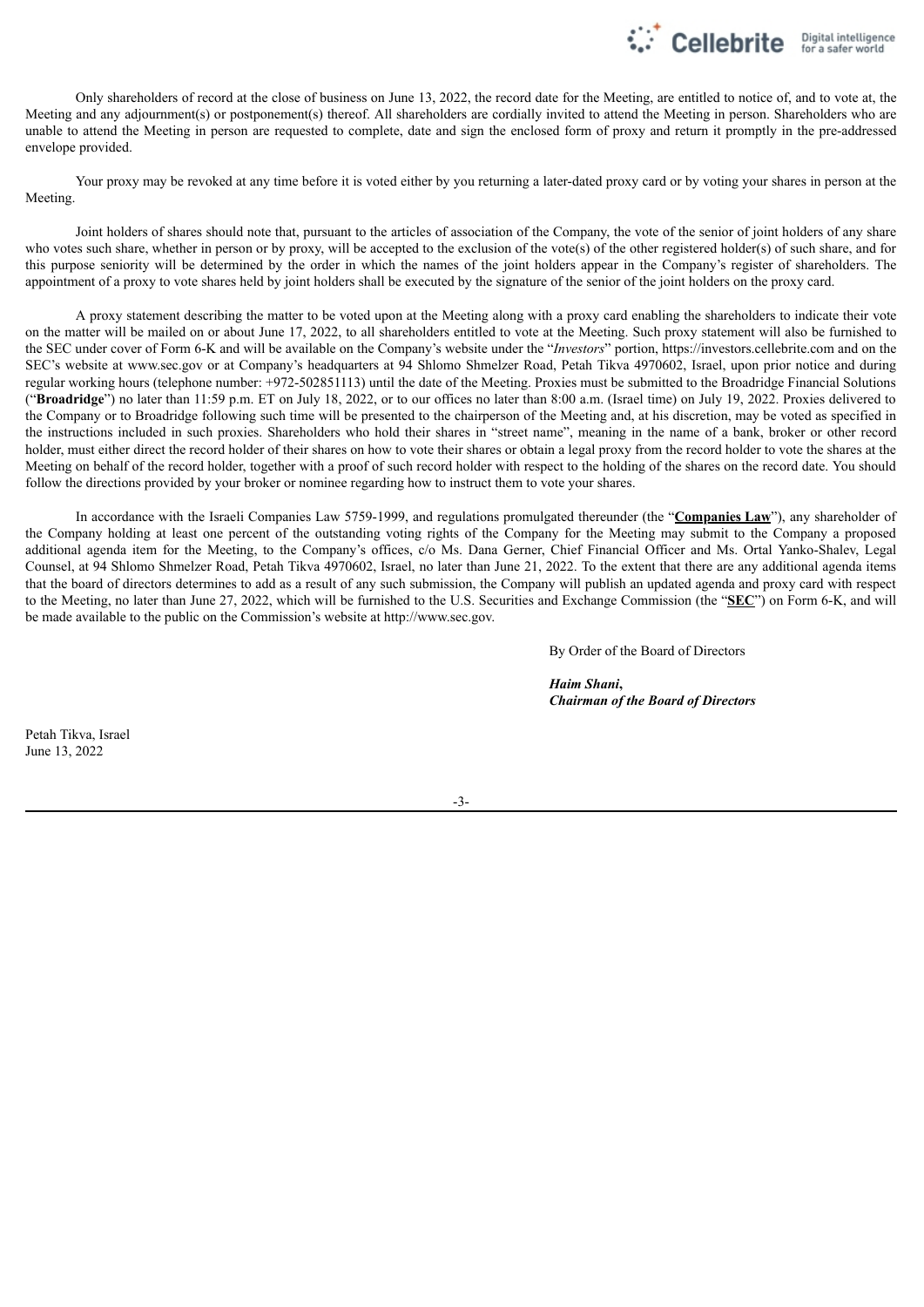Only shareholders of record at the close of business on June 13, 2022, the record date for the Meeting, are entitled to notice of, and to vote at, the Meeting and any adjournment(s) or postponement(s) thereof. All shareholders are cordially invited to attend the Meeting in person. Shareholders who are unable to attend the Meeting in person are requested to complete, date and sign the enclosed form of proxy and return it promptly in the pre-addressed envelope provided.

Your proxy may be revoked at any time before it is voted either by you returning a later-dated proxy card or by voting your shares in person at the Meeting.

Joint holders of shares should note that, pursuant to the articles of association of the Company, the vote of the senior of joint holders of any share who votes such share, whether in person or by proxy, will be accepted to the exclusion of the vote(s) of the other registered holder(s) of such share, and for this purpose seniority will be determined by the order in which the names of the joint holders appear in the Company's register of shareholders. The appointment of a proxy to vote shares held by joint holders shall be executed by the signature of the senior of the joint holders on the proxy card.

A proxy statement describing the matter to be voted upon at the Meeting along with a proxy card enabling the shareholders to indicate their vote on the matter will be mailed on or about June 17, 2022, to all shareholders entitled to vote at the Meeting. Such proxy statement will also be furnished to the SEC under cover of Form 6-K and will be available on the Company's website under the "*Investors*" portion, https://investors.cellebrite.com and on the SEC's website at www.sec.gov or at Company's headquarters at 94 Shlomo Shmelzer Road, Petah Tikva 4970602, Israel, upon prior notice and during regular working hours (telephone number: +972-502851113) until the date of the Meeting. Proxies must be submitted to the Broadridge Financial Solutions ("**Broadridge**") no later than 11:59 p.m. ET on July 18, 2022, or to our offices no later than 8:00 a.m. (Israel time) on July 19, 2022. Proxies delivered to the Company or to Broadridge following such time will be presented to the chairperson of the Meeting and, at his discretion, may be voted as specified in the instructions included in such proxies. Shareholders who hold their shares in "street name", meaning in the name of a bank, broker or other record holder, must either direct the record holder of their shares on how to vote their shares or obtain a legal proxy from the record holder to vote the shares at the Meeting on behalf of the record holder, together with a proof of such record holder with respect to the holding of the shares on the record date. You should follow the directions provided by your broker or nominee regarding how to instruct them to vote your shares.

In accordance with the Israeli Companies Law 5759-1999, and regulations promulgated thereunder (the "**Companies Law**"), any shareholder of the Company holding at least one percent of the outstanding voting rights of the Company for the Meeting may submit to the Company a proposed additional agenda item for the Meeting, to the Company's offices, c/o Ms. Dana Gerner, Chief Financial Officer and Ms. Ortal Yanko-Shalev, Legal Counsel, at 94 Shlomo Shmelzer Road, Petah Tikva 4970602, Israel, no later than June 21, 2022. To the extent that there are any additional agenda items that the board of directors determines to add as a result of any such submission, the Company will publish an updated agenda and proxy card with respect to the Meeting, no later than June 27, 2022, which will be furnished to the U.S. Securities and Exchange Commission (the "**SEC**") on Form 6-K, and will be made available to the public on the Commission's website at http://www.sec.gov.

By Order of the Board of Directors

***Haim Shani,***
***Chairman of the Board of Directors***

Petah Tikva, Israel
June 13, 2022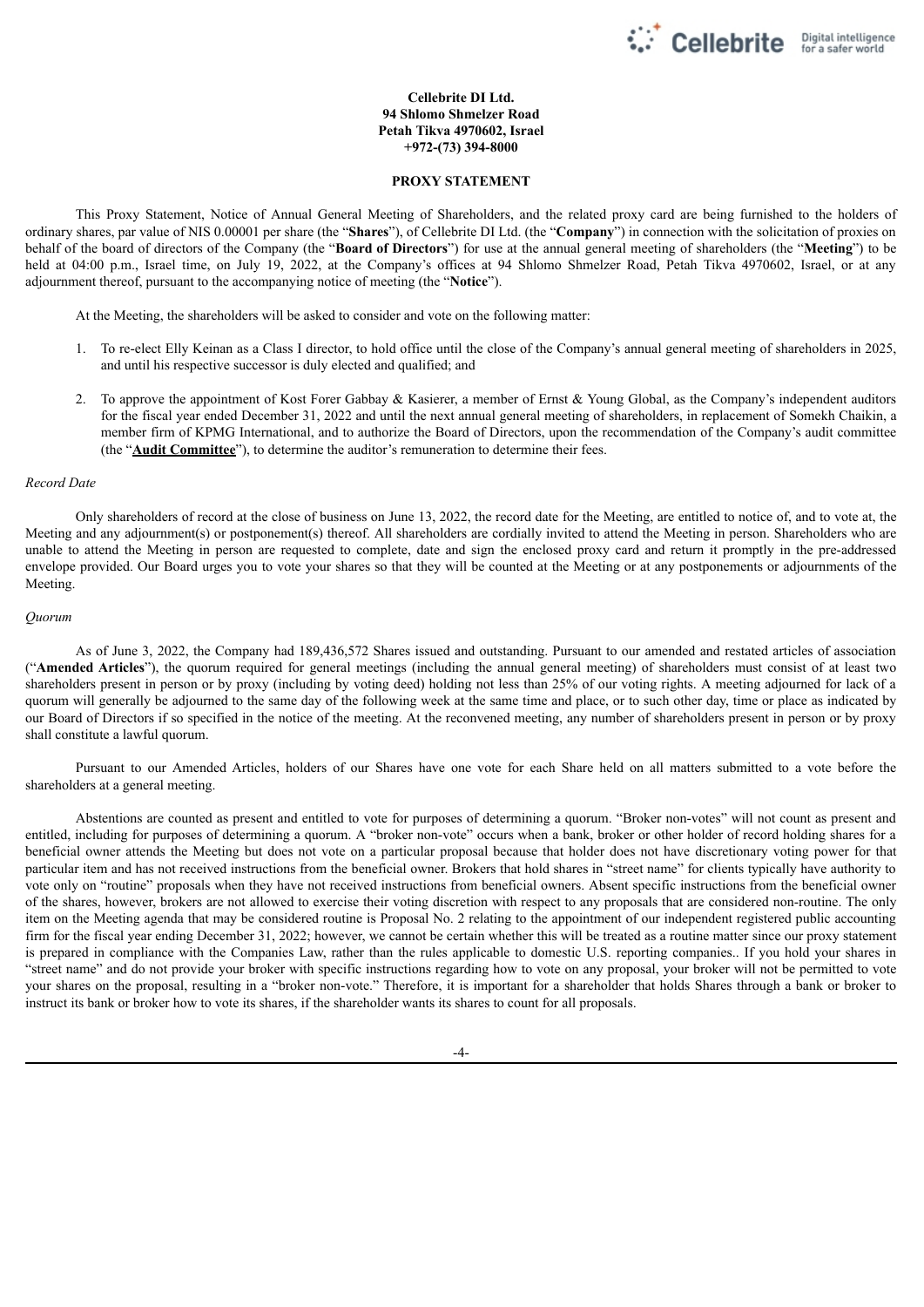**Cellebrite DI Ltd.**
**94 Shlomo Shmelzer Road**
**Petah Tikva 4970602, Israel**
**+972-(73) 394-8000**

**PROXY STATEMENT**

This Proxy Statement, Notice of Annual General Meeting of Shareholders, and the related proxy card are being furnished to the holders of ordinary shares, par value of NIS 0.00001 per share (the "**Shares**"), of Cellebrite DI Ltd. (the "**Company**") in connection with the solicitation of proxies on behalf of the board of directors of the Company (the "**Board of Directors**") for use at the annual general meeting of shareholders (the "**Meeting**") to be held at 04:00 p.m., Israel time, on July 19, 2022, at the Company's offices at 94 Shlomo Shmelzer Road, Petah Tikva 4970602, Israel, or at any adjournment thereof, pursuant to the accompanying notice of meeting (the "**Notice**").

At the Meeting, the shareholders will be asked to consider and vote on the following matter:

1. To re-elect Elly Keinan as a Class I director, to hold office until the close of the Company's annual general meeting of shareholders in 2025, and until his respective successor is duly elected and qualified; and

2. To approve the appointment of Kost Forer Gabbay & Kasierer, a member of Ernst & Young Global, as the Company's independent auditors for the fiscal year ended December 31, 2022 and until the next annual general meeting of shareholders, in replacement of Somekh Chaikin, a member firm of KPMG International, and to authorize the Board of Directors, upon the recommendation of the Company's audit committee (the "**Audit Committee**"), to determine the auditor's remuneration to determine their fees.

*Record Date*

Only shareholders of record at the close of business on June 13, 2022, the record date for the Meeting, are entitled to notice of, and to vote at, the Meeting and any adjournment(s) or postponement(s) thereof. All shareholders are cordially invited to attend the Meeting in person. Shareholders who are unable to attend the Meeting in person are requested to complete, date and sign the enclosed proxy card and return it promptly in the pre-addressed envelope provided. Our Board urges you to vote your shares so that they will be counted at the Meeting or at any postponements or adjournments of the Meeting.

*Quorum*

As of June 3, 2022, the Company had 189,436,572 Shares issued and outstanding. Pursuant to our amended and restated articles of association ("**Amended Articles**"), the quorum required for general meetings (including the annual general meeting) of shareholders must consist of at least two shareholders present in person or by proxy (including by voting deed) holding not less than 25% of our voting rights. A meeting adjourned for lack of a quorum will generally be adjourned to the same day of the following week at the same time and place, or to such other day, time or place as indicated by our Board of Directors if so specified in the notice of the meeting. At the reconvened meeting, any number of shareholders present in person or by proxy shall constitute a lawful quorum.

Pursuant to our Amended Articles, holders of our Shares have one vote for each Share held on all matters submitted to a vote before the shareholders at a general meeting.

Abstentions are counted as present and entitled to vote for purposes of determining a quorum. "Broker non-votes" will not count as present and entitled, including for purposes of determining a quorum. A "broker non-vote" occurs when a bank, broker or other holder of record holding shares for a beneficial owner attends the Meeting but does not vote on a particular proposal because that holder does not have discretionary voting power for that particular item and has not received instructions from the beneficial owner. Brokers that hold shares in "street name" for clients typically have authority to vote only on "routine" proposals when they have not received instructions from beneficial owners. Absent specific instructions from the beneficial owner of the shares, however, brokers are not allowed to exercise their voting discretion with respect to any proposals that are considered non-routine. The only item on the Meeting agenda that may be considered routine is Proposal No. 2 relating to the appointment of our independent registered public accounting firm for the fiscal year ending December 31, 2022; however, we cannot be certain whether this will be treated as a routine matter since our proxy statement is prepared in compliance with the Companies Law, rather than the rules applicable to domestic U.S. reporting companies.. If you hold your shares in "street name" and do not provide your broker with specific instructions regarding how to vote on any proposal, your broker will not be permitted to vote your shares on the proposal, resulting in a "broker non-vote." Therefore, it is important for a shareholder that holds Shares through a bank or broker to instruct its bank or broker how to vote its shares, if the shareholder wants its shares to count for all proposals.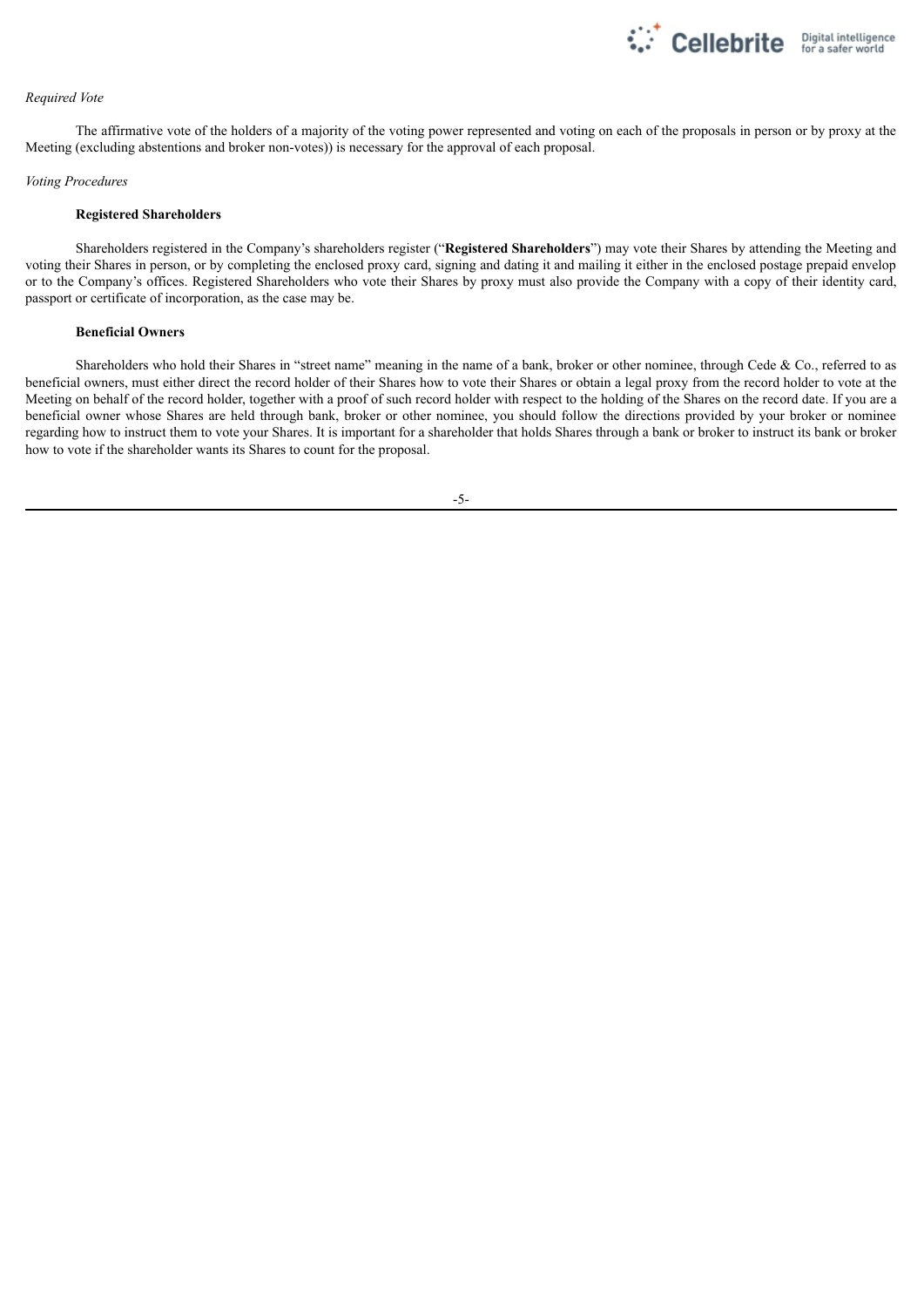*Required Vote*

The affirmative vote of the holders of a majority of the voting power represented and voting on each of the proposals in person or by proxy at the Meeting (excluding abstentions and broker non-votes)) is necessary for the approval of each proposal.

*Voting Procedures*

**Registered Shareholders**

Shareholders registered in the Company's shareholders register ("**Registered Shareholders**") may vote their Shares by attending the Meeting and voting their Shares in person, or by completing the enclosed proxy card, signing and dating it and mailing it either in the enclosed postage prepaid envelop or to the Company's offices. Registered Shareholders who vote their Shares by proxy must also provide the Company with a copy of their identity card, passport or certificate of incorporation, as the case may be.

**Beneficial Owners**

Shareholders who hold their Shares in "street name" meaning in the name of a bank, broker or other nominee, through Cede & Co., referred to as beneficial owners, must either direct the record holder of their Shares how to vote their Shares or obtain a legal proxy from the record holder to vote at the Meeting on behalf of the record holder, together with a proof of such record holder with respect to the holding of the Shares on the record date. If you are a beneficial owner whose Shares are held through bank, broker or other nominee, you should follow the directions provided by your broker or nominee regarding how to instruct them to vote your Shares. It is important for a shareholder that holds Shares through a bank or broker to instruct its bank or broker how to vote if the shareholder wants its Shares to count for the proposal.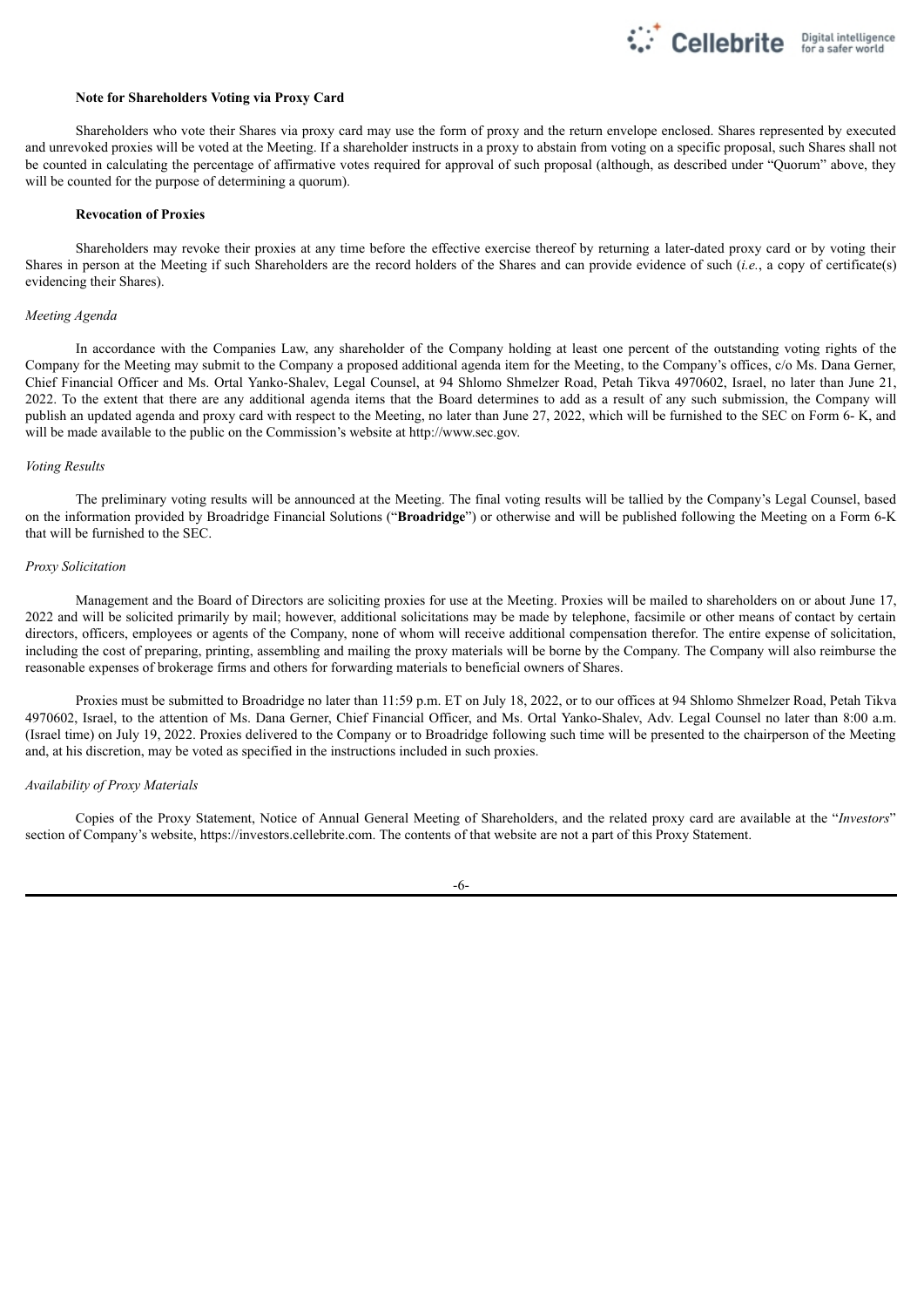**Note for Shareholders Voting via Proxy Card**

Shareholders who vote their Shares via proxy card may use the form of proxy and the return envelope enclosed. Shares represented by executed and unrevoked proxies will be voted at the Meeting. If a shareholder instructs in a proxy to abstain from voting on a specific proposal, such Shares shall not be counted in calculating the percentage of affirmative votes required for approval of such proposal (although, as described under "Quorum" above, they will be counted for the purpose of determining a quorum).

**Revocation of Proxies**

Shareholders may revoke their proxies at any time before the effective exercise thereof by returning a later-dated proxy card or by voting their Shares in person at the Meeting if such Shareholders are the record holders of the Shares and can provide evidence of such (*i.e.*, a copy of certificate(s) evidencing their Shares).

*Meeting Agenda*

In accordance with the Companies Law, any shareholder of the Company holding at least one percent of the outstanding voting rights of the Company for the Meeting may submit to the Company a proposed additional agenda item for the Meeting, to the Company's offices, c/o Ms. Dana Gerner, Chief Financial Officer and Ms. Ortal Yanko-Shalev, Legal Counsel, at 94 Shlomo Shmelzer Road, Petah Tikva 4970602, Israel, no later than June 21, 2022. To the extent that there are any additional agenda items that the Board determines to add as a result of any such submission, the Company will publish an updated agenda and proxy card with respect to the Meeting, no later than June 27, 2022, which will be furnished to the SEC on Form 6- K, and will be made available to the public on the Commission's website at http://www.sec.gov.

*Voting Results*

The preliminary voting results will be announced at the Meeting. The final voting results will be tallied by the Company's Legal Counsel, based on the information provided by Broadridge Financial Solutions ("**Broadridge**") or otherwise and will be published following the Meeting on a Form 6-K that will be furnished to the SEC.

*Proxy Solicitation*

Management and the Board of Directors are soliciting proxies for use at the Meeting. Proxies will be mailed to shareholders on or about June 17, 2022 and will be solicited primarily by mail; however, additional solicitations may be made by telephone, facsimile or other means of contact by certain directors, officers, employees or agents of the Company, none of whom will receive additional compensation therefor. The entire expense of solicitation, including the cost of preparing, printing, assembling and mailing the proxy materials will be borne by the Company. The Company will also reimburse the reasonable expenses of brokerage firms and others for forwarding materials to beneficial owners of Shares.

Proxies must be submitted to Broadridge no later than 11:59 p.m. ET on July 18, 2022, or to our offices at 94 Shlomo Shmelzer Road, Petah Tikva 4970602, Israel, to the attention of Ms. Dana Gerner, Chief Financial Officer, and Ms. Ortal Yanko-Shalev, Adv. Legal Counsel no later than 8:00 a.m. (Israel time) on July 19, 2022. Proxies delivered to the Company or to Broadridge following such time will be presented to the chairperson of the Meeting and, at his discretion, may be voted as specified in the instructions included in such proxies.

*Availability of Proxy Materials*

Copies of the Proxy Statement, Notice of Annual General Meeting of Shareholders, and the related proxy card are available at the "*Investors*" section of Company's website, https://investors.cellebrite.com. The contents of that website are not a part of this Proxy Statement.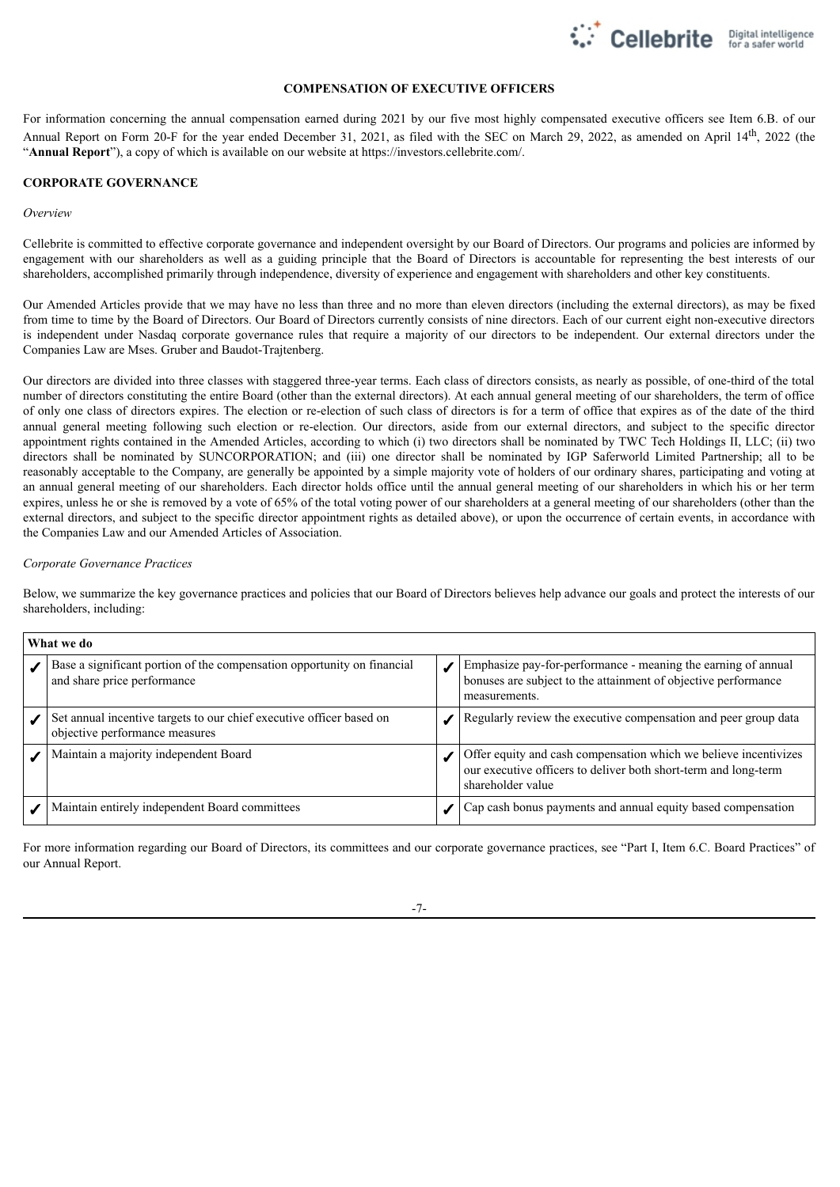## COMPENSATION OF EXECUTIVE OFFICERS

For information concerning the annual compensation earned during 2021 by our five most highly compensated executive officers see Item 6.B. of our Annual Report on Form 20-F for the year ended December 31, 2021, as filed with the SEC on March 29, 2022, as amended on April 14th, 2022 (the "**Annual Report**"), a copy of which is available on our website at https://investors.cellebrite.com/.

## CORPORATE GOVERNANCE

*Overview*

Cellebrite is committed to effective corporate governance and independent oversight by our Board of Directors. Our programs and policies are informed by engagement with our shareholders as well as a guiding principle that the Board of Directors is accountable for representing the best interests of our shareholders, accomplished primarily through independence, diversity of experience and engagement with shareholders and other key constituents.

Our Amended Articles provide that we may have no less than three and no more than eleven directors (including the external directors), as may be fixed from time to time by the Board of Directors. Our Board of Directors currently consists of nine directors. Each of our current eight non-executive directors is independent under Nasdaq corporate governance rules that require a majority of our directors to be independent. Our external directors under the Companies Law are Mses. Gruber and Baudot-Trajtenberg.

Our directors are divided into three classes with staggered three-year terms. Each class of directors consists, as nearly as possible, of one-third of the total number of directors constituting the entire Board (other than the external directors). At each annual general meeting of our shareholders, the term of office of only one class of directors expires. The election or re-election of such class of directors is for a term of office that expires as of the date of the third annual general meeting following such election or re-election. Our directors, aside from our external directors, and subject to the specific director appointment rights contained in the Amended Articles, according to which (i) two directors shall be nominated by TWC Tech Holdings II, LLC; (ii) two directors shall be nominated by SUNCORPORATION; and (iii) one director shall be nominated by IGP Saferworld Limited Partnership; all to be reasonably acceptable to the Company, are generally be appointed by a simple majority vote of holders of our ordinary shares, participating and voting at an annual general meeting of our shareholders. Each director holds office until the annual general meeting of our shareholders in which his or her term expires, unless he or she is removed by a vote of 65% of the total voting power of our shareholders at a general meeting of our shareholders (other than the external directors, and subject to the specific director appointment rights as detailed above), or upon the occurrence of certain events, in accordance with the Companies Law and our Amended Articles of Association.

*Corporate Governance Practices*

Below, we summarize the key governance practices and policies that our Board of Directors believes help advance our goals and protect the interests of our shareholders, including:

| **What we do** | | | |
|---|---|---|---|
| ✔ | Base a significant portion of the compensation opportunity on financial and share price performance | ✔ | Emphasize pay-for-performance - meaning the earning of annual bonuses are subject to the attainment of objective performance measurements. |
| ✔ | Set annual incentive targets to our chief executive officer based on objective performance measures | ✔ | Regularly review the executive compensation and peer group data |
| ✔ | Maintain a majority independent Board | ✔ | Offer equity and cash compensation which we believe incentivizes our executive officers to deliver both short-term and long-term shareholder value |
| ✔ | Maintain entirely independent Board committees | ✔ | Cap cash bonus payments and annual equity based compensation |

For more information regarding our Board of Directors, its committees and our corporate governance practices, see "Part I, Item 6.C. Board Practices" of our Annual Report.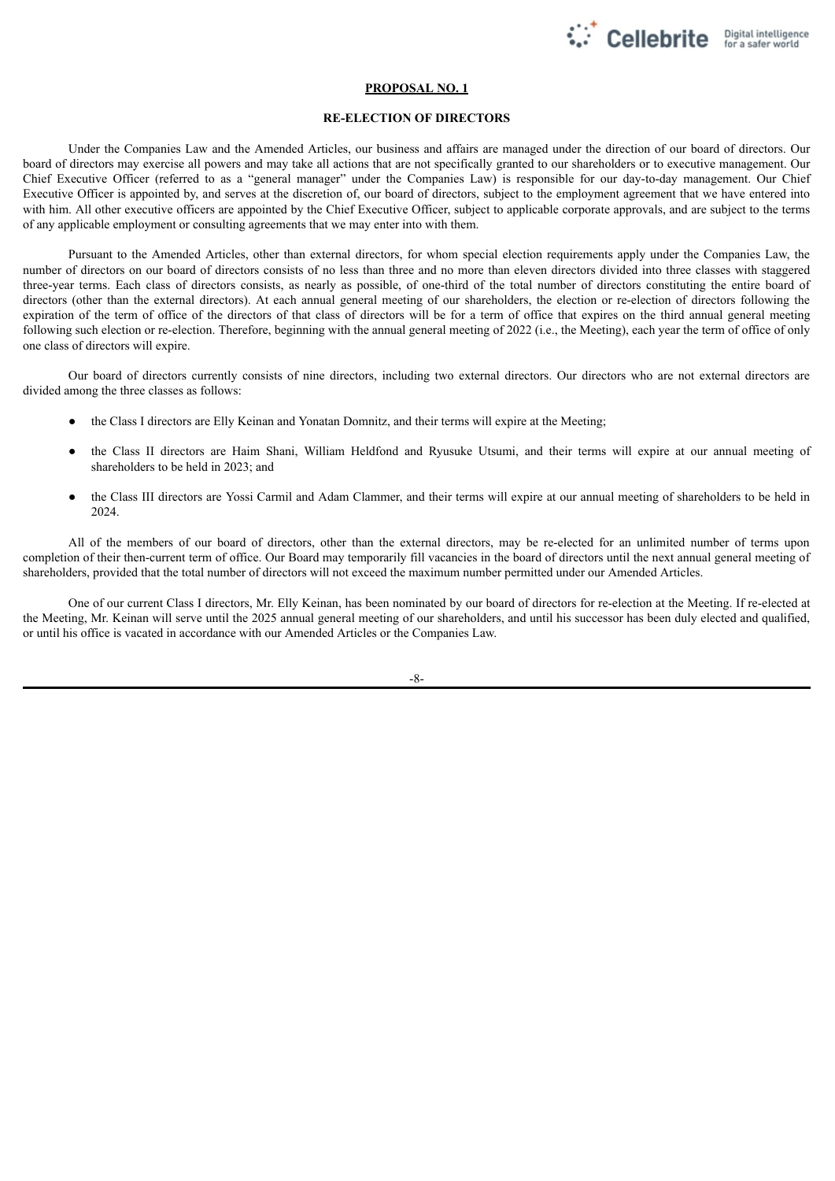## PROPOSAL NO. 1

## RE-ELECTION OF DIRECTORS

Under the Companies Law and the Amended Articles, our business and affairs are managed under the direction of our board of directors. Our board of directors may exercise all powers and may take all actions that are not specifically granted to our shareholders or to executive management. Our Chief Executive Officer (referred to as a "general manager" under the Companies Law) is responsible for our day-to-day management. Our Chief Executive Officer is appointed by, and serves at the discretion of, our board of directors, subject to the employment agreement that we have entered into with him. All other executive officers are appointed by the Chief Executive Officer, subject to applicable corporate approvals, and are subject to the terms of any applicable employment or consulting agreements that we may enter into with them.

Pursuant to the Amended Articles, other than external directors, for whom special election requirements apply under the Companies Law, the number of directors on our board of directors consists of no less than three and no more than eleven directors divided into three classes with staggered three-year terms. Each class of directors consists, as nearly as possible, of one-third of the total number of directors constituting the entire board of directors (other than the external directors). At each annual general meeting of our shareholders, the election or re-election of directors following the expiration of the term of office of the directors of that class of directors will be for a term of office that expires on the third annual general meeting following such election or re-election. Therefore, beginning with the annual general meeting of 2022 (i.e., the Meeting), each year the term of office of only one class of directors will expire.

Our board of directors currently consists of nine directors, including two external directors. Our directors who are not external directors are divided among the three classes as follows:

- the Class I directors are Elly Keinan and Yonatan Domnitz, and their terms will expire at the Meeting;
- the Class II directors are Haim Shani, William Heldfond and Ryusuke Utsumi, and their terms will expire at our annual meeting of shareholders to be held in 2023; and
- the Class III directors are Yossi Carmil and Adam Clammer, and their terms will expire at our annual meeting of shareholders to be held in 2024.

All of the members of our board of directors, other than the external directors, may be re-elected for an unlimited number of terms upon completion of their then-current term of office. Our Board may temporarily fill vacancies in the board of directors until the next annual general meeting of shareholders, provided that the total number of directors will not exceed the maximum number permitted under our Amended Articles.

One of our current Class I directors, Mr. Elly Keinan, has been nominated by our board of directors for re-election at the Meeting. If re-elected at the Meeting, Mr. Keinan will serve until the 2025 annual general meeting of our shareholders, and until his successor has been duly elected and qualified, or until his office is vacated in accordance with our Amended Articles or the Companies Law.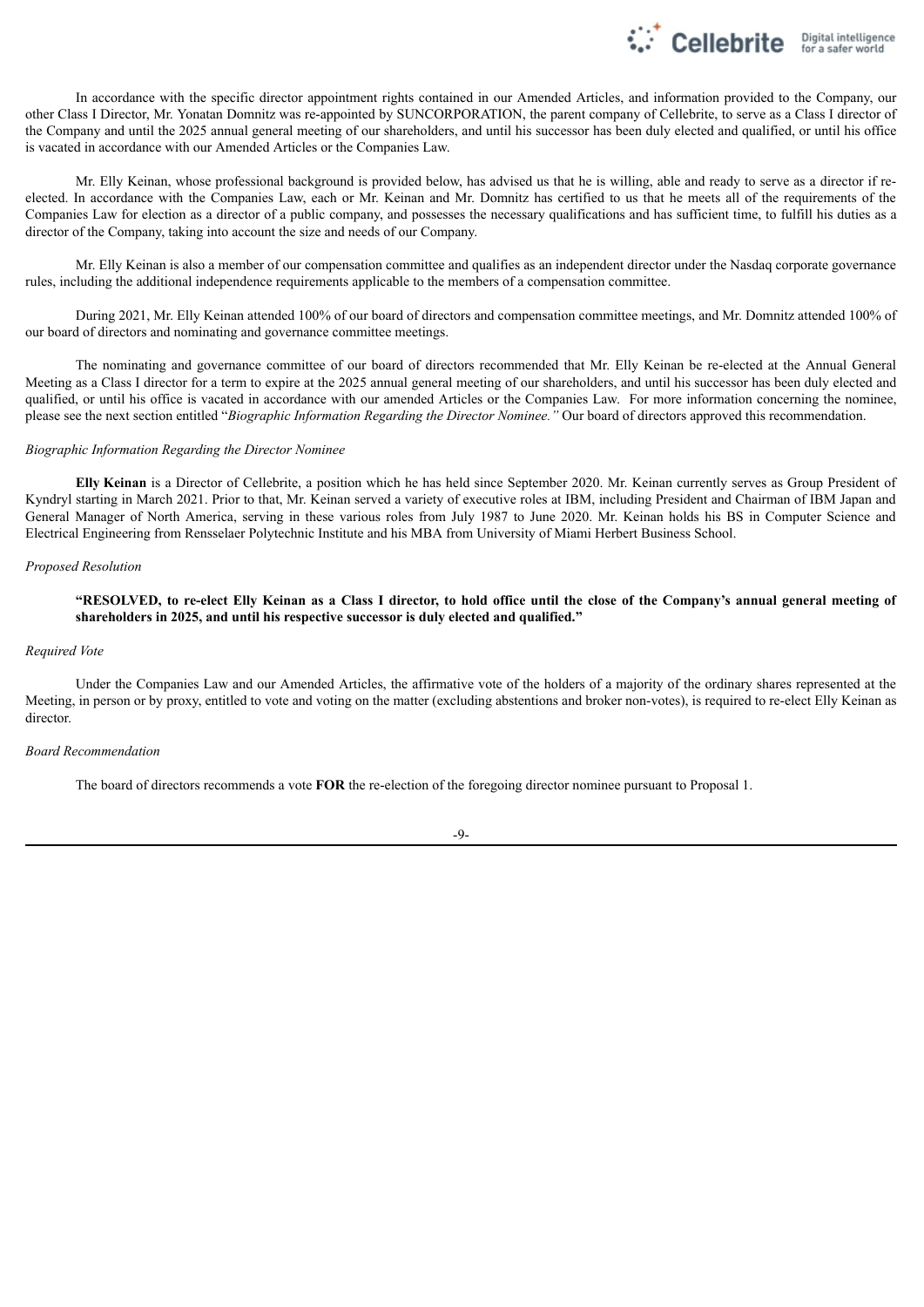In accordance with the specific director appointment rights contained in our Amended Articles, and information provided to the Company, our other Class I Director, Mr. Yonatan Domnitz was re-appointed by SUNCORPORATION, the parent company of Cellebrite, to serve as a Class I director of the Company and until the 2025 annual general meeting of our shareholders, and until his successor has been duly elected and qualified, or until his office is vacated in accordance with our Amended Articles or the Companies Law.

Mr. Elly Keinan, whose professional background is provided below, has advised us that he is willing, able and ready to serve as a director if re-elected. In accordance with the Companies Law, each or Mr. Keinan and Mr. Domnitz has certified to us that he meets all of the requirements of the Companies Law for election as a director of a public company, and possesses the necessary qualifications and has sufficient time, to fulfill his duties as a director of the Company, taking into account the size and needs of our Company.

Mr. Elly Keinan is also a member of our compensation committee and qualifies as an independent director under the Nasdaq corporate governance rules, including the additional independence requirements applicable to the members of a compensation committee.

During 2021, Mr. Elly Keinan attended 100% of our board of directors and compensation committee meetings, and Mr. Domnitz attended 100% of our board of directors and nominating and governance committee meetings.

The nominating and governance committee of our board of directors recommended that Mr. Elly Keinan be re-elected at the Annual General Meeting as a Class I director for a term to expire at the 2025 annual general meeting of our shareholders, and until his successor has been duly elected and qualified, or until his office is vacated in accordance with our amended Articles or the Companies Law. For more information concerning the nominee, please see the next section entitled "*Biographic Information Regarding the Director Nominee.*" Our board of directors approved this recommendation.

*Biographic Information Regarding the Director Nominee*

**Elly Keinan** is a Director of Cellebrite, a position which he has held since September 2020. Mr. Keinan currently serves as Group President of Kyndryl starting in March 2021. Prior to that, Mr. Keinan served a variety of executive roles at IBM, including President and Chairman of IBM Japan and General Manager of North America, serving in these various roles from July 1987 to June 2020. Mr. Keinan holds his BS in Computer Science and Electrical Engineering from Rensselaer Polytechnic Institute and his MBA from University of Miami Herbert Business School.

*Proposed Resolution*

**"RESOLVED, to re-elect Elly Keinan as a Class I director, to hold office until the close of the Company's annual general meeting of shareholders in 2025, and until his respective successor is duly elected and qualified."**

*Required Vote*

Under the Companies Law and our Amended Articles, the affirmative vote of the holders of a majority of the ordinary shares represented at the Meeting, in person or by proxy, entitled to vote and voting on the matter (excluding abstentions and broker non-votes), is required to re-elect Elly Keinan as director.

*Board Recommendation*

The board of directors recommends a vote **FOR** the re-election of the foregoing director nominee pursuant to Proposal 1.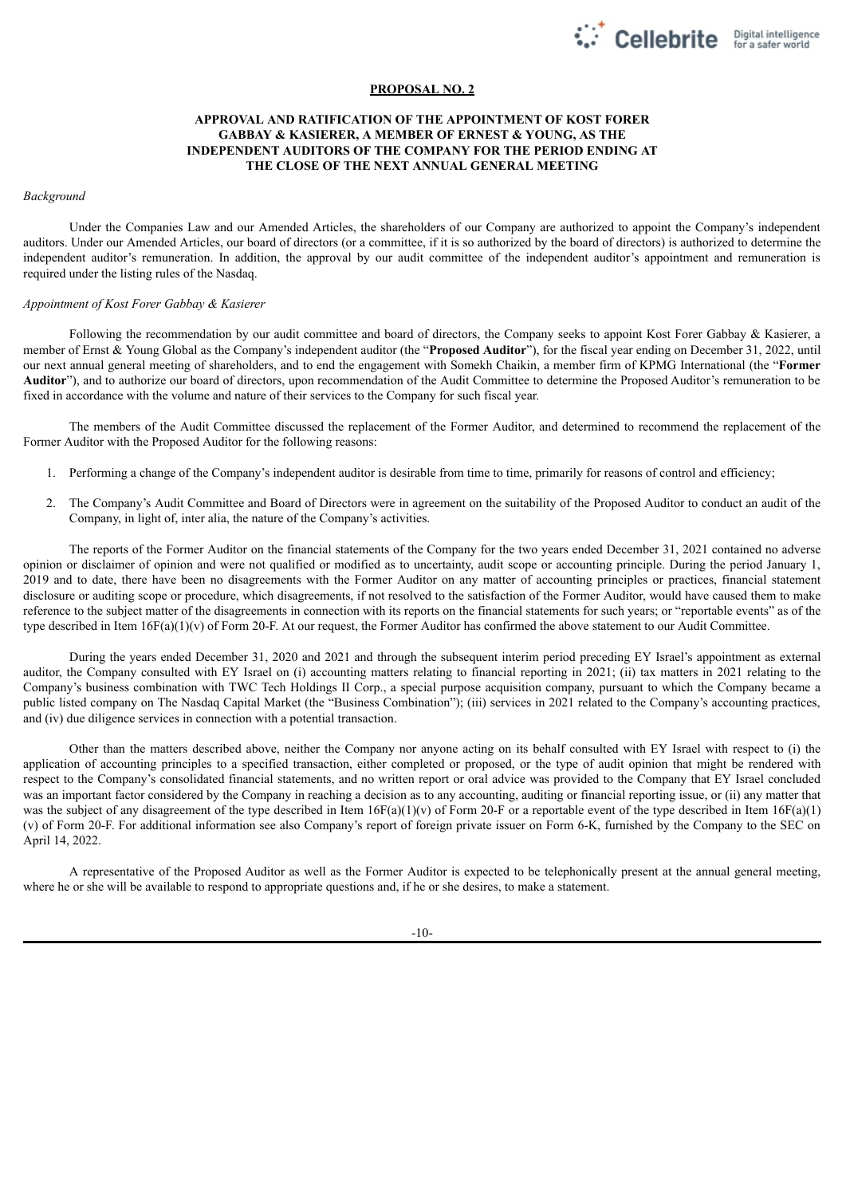## PROPOSAL NO. 2

## APPROVAL AND RATIFICATION OF THE APPOINTMENT OF KOST FORER GABBAY & KASIERER, A MEMBER OF ERNEST & YOUNG, AS THE INDEPENDENT AUDITORS OF THE COMPANY FOR THE PERIOD ENDING AT THE CLOSE OF THE NEXT ANNUAL GENERAL MEETING

*Background*

Under the Companies Law and our Amended Articles, the shareholders of our Company are authorized to appoint the Company's independent auditors. Under our Amended Articles, our board of directors (or a committee, if it is so authorized by the board of directors) is authorized to determine the independent auditor's remuneration. In addition, the approval by our audit committee of the independent auditor's appointment and remuneration is required under the listing rules of the Nasdaq.

*Appointment of Kost Forer Gabbay & Kasierer*

Following the recommendation by our audit committee and board of directors, the Company seeks to appoint Kost Forer Gabbay & Kasierer, a member of Ernst & Young Global as the Company's independent auditor (the "**Proposed Auditor**"), for the fiscal year ending on December 31, 2022, until our next annual general meeting of shareholders, and to end the engagement with Somekh Chaikin, a member firm of KPMG International (the "**Former Auditor**"), and to authorize our board of directors, upon recommendation of the Audit Committee to determine the Proposed Auditor's remuneration to be fixed in accordance with the volume and nature of their services to the Company for such fiscal year.

The members of the Audit Committee discussed the replacement of the Former Auditor, and determined to recommend the replacement of the Former Auditor with the Proposed Auditor for the following reasons:

1. Performing a change of the Company's independent auditor is desirable from time to time, primarily for reasons of control and efficiency;
2. The Company's Audit Committee and Board of Directors were in agreement on the suitability of the Proposed Auditor to conduct an audit of the Company, in light of, inter alia, the nature of the Company's activities.

The reports of the Former Auditor on the financial statements of the Company for the two years ended December 31, 2021 contained no adverse opinion or disclaimer of opinion and were not qualified or modified as to uncertainty, audit scope or accounting principle. During the period January 1, 2019 and to date, there have been no disagreements with the Former Auditor on any matter of accounting principles or practices, financial statement disclosure or auditing scope or procedure, which disagreements, if not resolved to the satisfaction of the Former Auditor, would have caused them to make reference to the subject matter of the disagreements in connection with its reports on the financial statements for such years; or "reportable events" as of the type described in Item 16F(a)(1)(v) of Form 20-F. At our request, the Former Auditor has confirmed the above statement to our Audit Committee.

During the years ended December 31, 2020 and 2021 and through the subsequent interim period preceding EY Israel's appointment as external auditor, the Company consulted with EY Israel on (i) accounting matters relating to financial reporting in 2021; (ii) tax matters in 2021 relating to the Company's business combination with TWC Tech Holdings II Corp., a special purpose acquisition company, pursuant to which the Company became a public listed company on The Nasdaq Capital Market (the "Business Combination"); (iii) services in 2021 related to the Company's accounting practices, and (iv) due diligence services in connection with a potential transaction.

Other than the matters described above, neither the Company nor anyone acting on its behalf consulted with EY Israel with respect to (i) the application of accounting principles to a specified transaction, either completed or proposed, or the type of audit opinion that might be rendered with respect to the Company's consolidated financial statements, and no written report or oral advice was provided to the Company that EY Israel concluded was an important factor considered by the Company in reaching a decision as to any accounting, auditing or financial reporting issue, or (ii) any matter that was the subject of any disagreement of the type described in Item 16F(a)(1)(v) of Form 20-F or a reportable event of the type described in Item 16F(a)(1)(v) of Form 20-F. For additional information see also Company's report of foreign private issuer on Form 6-K, furnished by the Company to the SEC on April 14, 2022.

A representative of the Proposed Auditor as well as the Former Auditor is expected to be telephonically present at the annual general meeting, where he or she will be available to respond to appropriate questions and, if he or she desires, to make a statement.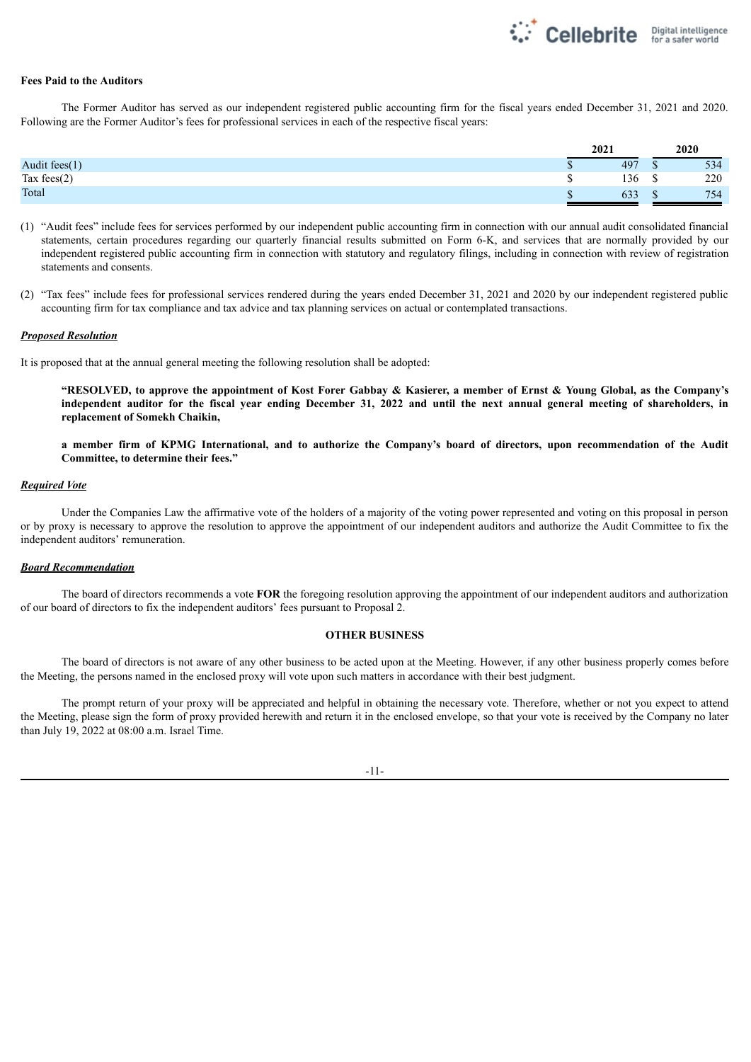**Fees Paid to the Auditors**

The Former Auditor has served as our independent registered public accounting firm for the fiscal years ended December 31, 2021 and 2020. Following are the Former Auditor's fees for professional services in each of the respective fiscal years:

| | 2021 | 2020 |
|---|---|---|
| Audit fees(1) | $ 497 | $ 534 |
| Tax fees(2) | $ 136 | $ 220 |
| Total | $ 633 | $ 754 |

(1) "Audit fees" include fees for services performed by our independent public accounting firm in connection with our annual audit consolidated financial statements, certain procedures regarding our quarterly financial results submitted on Form 6-K, and services that are normally provided by our independent registered public accounting firm in connection with statutory and regulatory filings, including in connection with review of registration statements and consents.

(2) "Tax fees" include fees for professional services rendered during the years ended December 31, 2021 and 2020 by our independent registered public accounting firm for tax compliance and tax advice and tax planning services on actual or contemplated transactions.

***Proposed Resolution***

It is proposed that at the annual general meeting the following resolution shall be adopted:

**"RESOLVED, to approve the appointment of Kost Forer Gabbay & Kasierer, a member of Ernst & Young Global, as the Company's independent auditor for the fiscal year ending December 31, 2022 and until the next annual general meeting of shareholders, in replacement of Somekh Chaikin,**

**a member firm of KPMG International, and to authorize the Company's board of directors, upon recommendation of the Audit Committee, to determine their fees."**

***Required Vote***

Under the Companies Law the affirmative vote of the holders of a majority of the voting power represented and voting on this proposal in person or by proxy is necessary to approve the resolution to approve the appointment of our independent auditors and authorize the Audit Committee to fix the independent auditors' remuneration.

***Board Recommendation***

The board of directors recommends a vote **FOR** the foregoing resolution approving the appointment of our independent auditors and authorization of our board of directors to fix the independent auditors' fees pursuant to Proposal 2.

**OTHER BUSINESS**

The board of directors is not aware of any other business to be acted upon at the Meeting. However, if any other business properly comes before the Meeting, the persons named in the enclosed proxy will vote upon such matters in accordance with their best judgment.

The prompt return of your proxy will be appreciated and helpful in obtaining the necessary vote. Therefore, whether or not you expect to attend the Meeting, please sign the form of proxy provided herewith and return it in the enclosed envelope, so that your vote is received by the Company no later than July 19, 2022 at 08:00 a.m. Israel Time.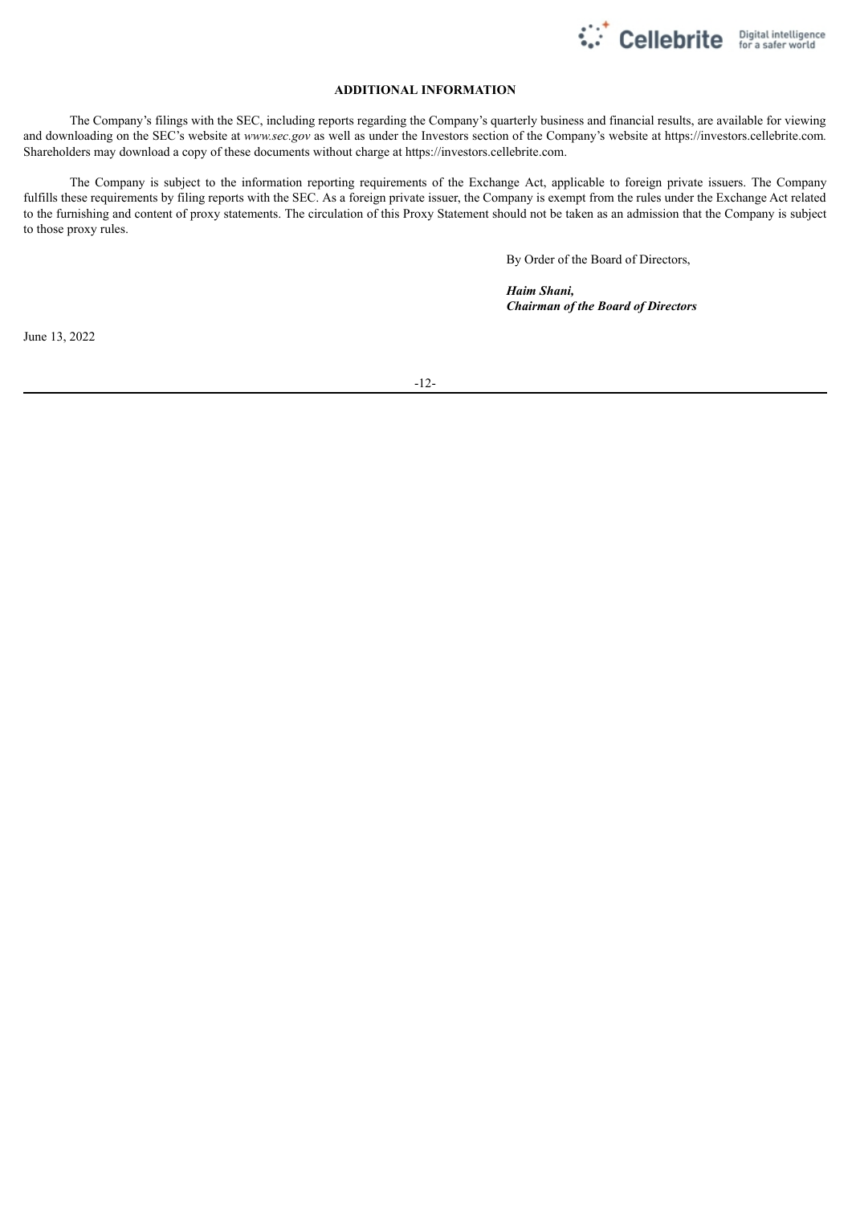## ADDITIONAL INFORMATION

The Company's filings with the SEC, including reports regarding the Company's quarterly business and financial results, are available for viewing and downloading on the SEC's website at *www.sec.gov* as well as under the Investors section of the Company's website at https://investors.cellebrite.com*.* Shareholders may download a copy of these documents without charge at https://investors.cellebrite.com.

The Company is subject to the information reporting requirements of the Exchange Act, applicable to foreign private issuers. The Company fulfills these requirements by filing reports with the SEC. As a foreign private issuer, the Company is exempt from the rules under the Exchange Act related to the furnishing and content of proxy statements. The circulation of this Proxy Statement should not be taken as an admission that the Company is subject to those proxy rules.

By Order of the Board of Directors,

***Haim Shani,***
***Chairman of the Board of Directors***

June 13, 2022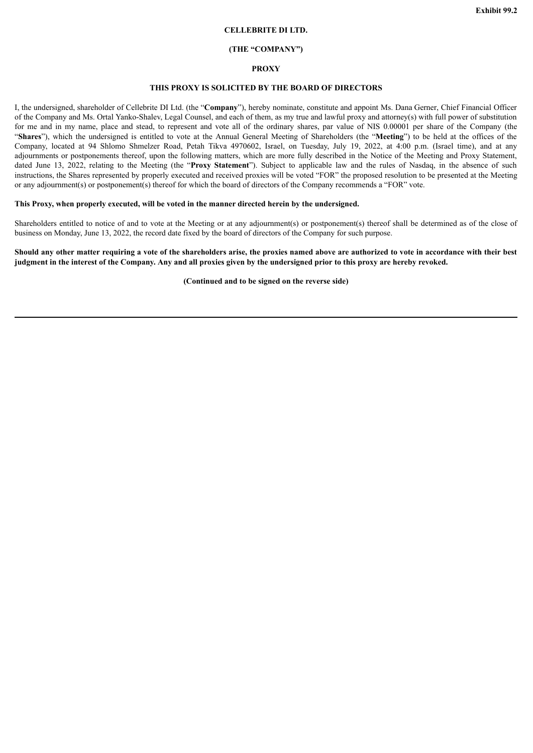**Exhibit 99.2**

**CELLEBRITE DI LTD.**

**(THE "COMPANY")**

**PROXY**

**THIS PROXY IS SOLICITED BY THE BOARD OF DIRECTORS**

I, the undersigned, shareholder of Cellebrite DI Ltd. (the "**Company**"), hereby nominate, constitute and appoint Ms. Dana Gerner, Chief Financial Officer of the Company and Ms. Ortal Yanko-Shalev, Legal Counsel, and each of them, as my true and lawful proxy and attorney(s) with full power of substitution for me and in my name, place and stead, to represent and vote all of the ordinary shares, par value of NIS 0.00001 per share of the Company (the "**Shares**"), which the undersigned is entitled to vote at the Annual General Meeting of Shareholders (the "**Meeting**") to be held at the offices of the Company, located at 94 Shlomo Shmelzer Road, Petah Tikva 4970602, Israel, on Tuesday, July 19, 2022, at 4:00 p.m. (Israel time), and at any adjournments or postponements thereof, upon the following matters, which are more fully described in the Notice of the Meeting and Proxy Statement, dated June 13, 2022, relating to the Meeting (the "**Proxy Statement**"). Subject to applicable law and the rules of Nasdaq, in the absence of such instructions, the Shares represented by properly executed and received proxies will be voted "FOR" the proposed resolution to be presented at the Meeting or any adjournment(s) or postponement(s) thereof for which the board of directors of the Company recommends a "FOR" vote.

**This Proxy, when properly executed, will be voted in the manner directed herein by the undersigned.**

Shareholders entitled to notice of and to vote at the Meeting or at any adjournment(s) or postponement(s) thereof shall be determined as of the close of business on Monday, June 13, 2022, the record date fixed by the board of directors of the Company for such purpose.

**Should any other matter requiring a vote of the shareholders arise, the proxies named above are authorized to vote in accordance with their best judgment in the interest of the Company. Any and all proxies given by the undersigned prior to this proxy are hereby revoked.**

**(Continued and to be signed on the reverse side)**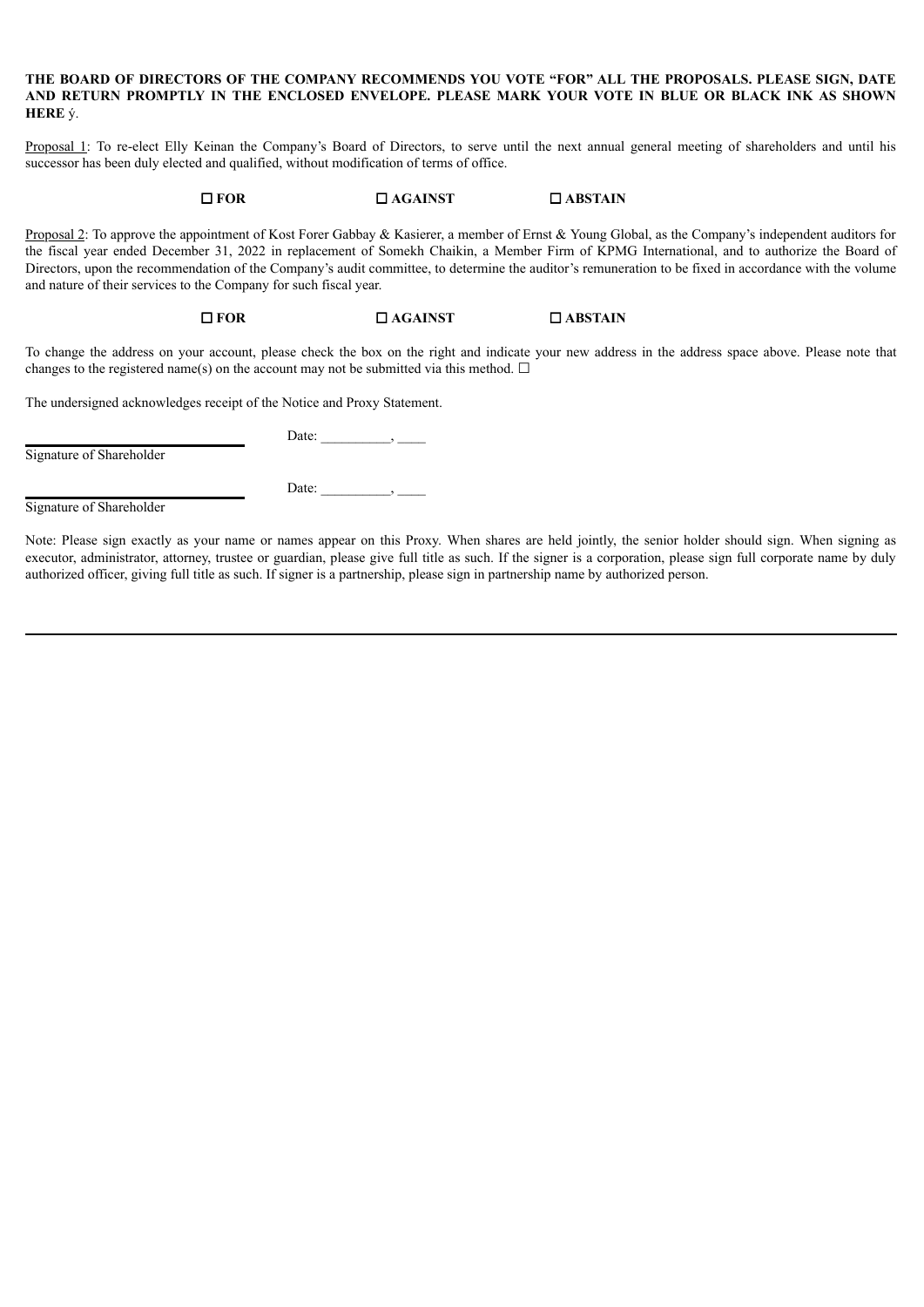**THE BOARD OF DIRECTORS OF THE COMPANY RECOMMENDS YOU VOTE "FOR" ALL THE PROPOSALS. PLEASE SIGN, DATE AND RETURN PROMPTLY IN THE ENCLOSED ENVELOPE. PLEASE MARK YOUR VOTE IN BLUE OR BLACK INK AS SHOWN HERE** ý.

Proposal 1: To re-elect Elly Keinan the Company's Board of Directors, to serve until the next annual general meeting of shareholders and until his successor has been duly elected and qualified, without modification of terms of office.

☐ **FOR** ☐ **AGAINST** ☐ **ABSTAIN**

Proposal 2: To approve the appointment of Kost Forer Gabbay & Kasierer, a member of Ernst & Young Global, as the Company's independent auditors for the fiscal year ended December 31, 2022 in replacement of Somekh Chaikin, a Member Firm of KPMG International, and to authorize the Board of Directors, upon the recommendation of the Company's audit committee, to determine the auditor's remuneration to be fixed in accordance with the volume and nature of their services to the Company for such fiscal year.

☐ **FOR** ☐ **AGAINST** ☐ **ABSTAIN**

To change the address on your account, please check the box on the right and indicate your new address in the address space above. Please note that changes to the registered name(s) on the account may not be submitted via this method. ☐

The undersigned acknowledges receipt of the Notice and Proxy Statement.

______________________ Date: __________, ____

Signature of Shareholder

______________________ Date: __________, ____

Signature of Shareholder

Note: Please sign exactly as your name or names appear on this Proxy. When shares are held jointly, the senior holder should sign. When signing as executor, administrator, attorney, trustee or guardian, please give full title as such. If the signer is a corporation, please sign full corporate name by duly authorized officer, giving full title as such. If signer is a partnership, please sign in partnership name by authorized person.